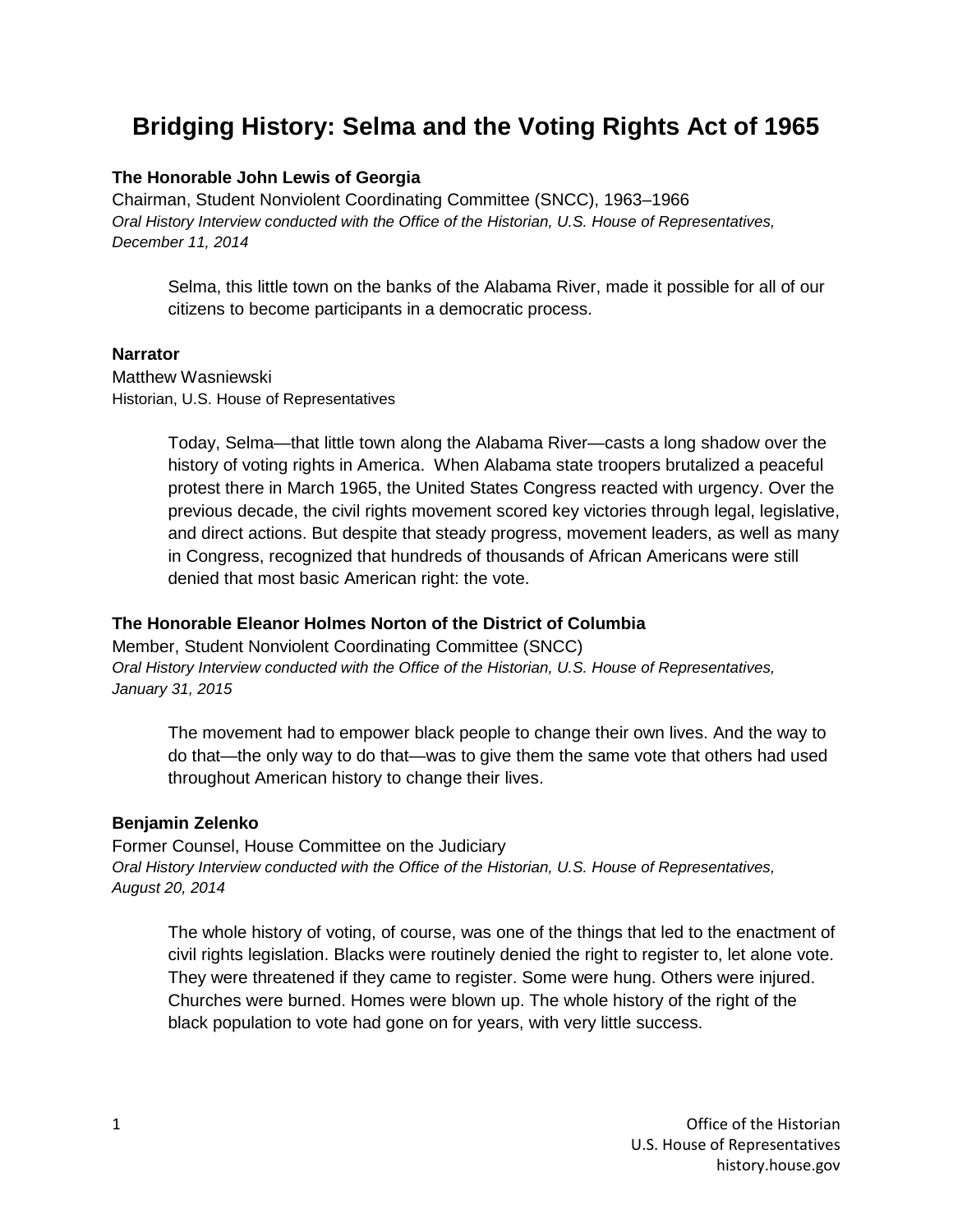# Bridging History: Selma and the Voting Rights Act of 1965

**The Honorable John Lewis of Georgia**
Chairman, Student Nonviolent Coordinating Committee (SNCC), 1963–1966
*Oral History Interview conducted with the Office of the Historian, U.S. House of Representatives, December 11, 2014*

> Selma, this little town on the banks of the Alabama River, made it possible for all of our citizens to become participants in a democratic process.

**Narrator**
Matthew Wasniewski
Historian, U.S. House of Representatives

> Today, Selma—that little town along the Alabama River—casts a long shadow over the history of voting rights in America. When Alabama state troopers brutalized a peaceful protest there in March 1965, the United States Congress reacted with urgency. Over the previous decade, the civil rights movement scored key victories through legal, legislative, and direct actions. But despite that steady progress, movement leaders, as well as many in Congress, recognized that hundreds of thousands of African Americans were still denied that most basic American right: the vote.

**The Honorable Eleanor Holmes Norton of the District of Columbia**
Member, Student Nonviolent Coordinating Committee (SNCC)
*Oral History Interview conducted with the Office of the Historian, U.S. House of Representatives, January 31, 2015*

> The movement had to empower black people to change their own lives. And the way to do that—the only way to do that—was to give them the same vote that others had used throughout American history to change their lives.

**Benjamin Zelenko**
Former Counsel, House Committee on the Judiciary
*Oral History Interview conducted with the Office of the Historian, U.S. House of Representatives, August 20, 2014*

> The whole history of voting, of course, was one of the things that led to the enactment of civil rights legislation. Blacks were routinely denied the right to register to, let alone vote. They were threatened if they came to register. Some were hung. Others were injured. Churches were burned. Homes were blown up. The whole history of the right of the black population to vote had gone on for years, with very little success.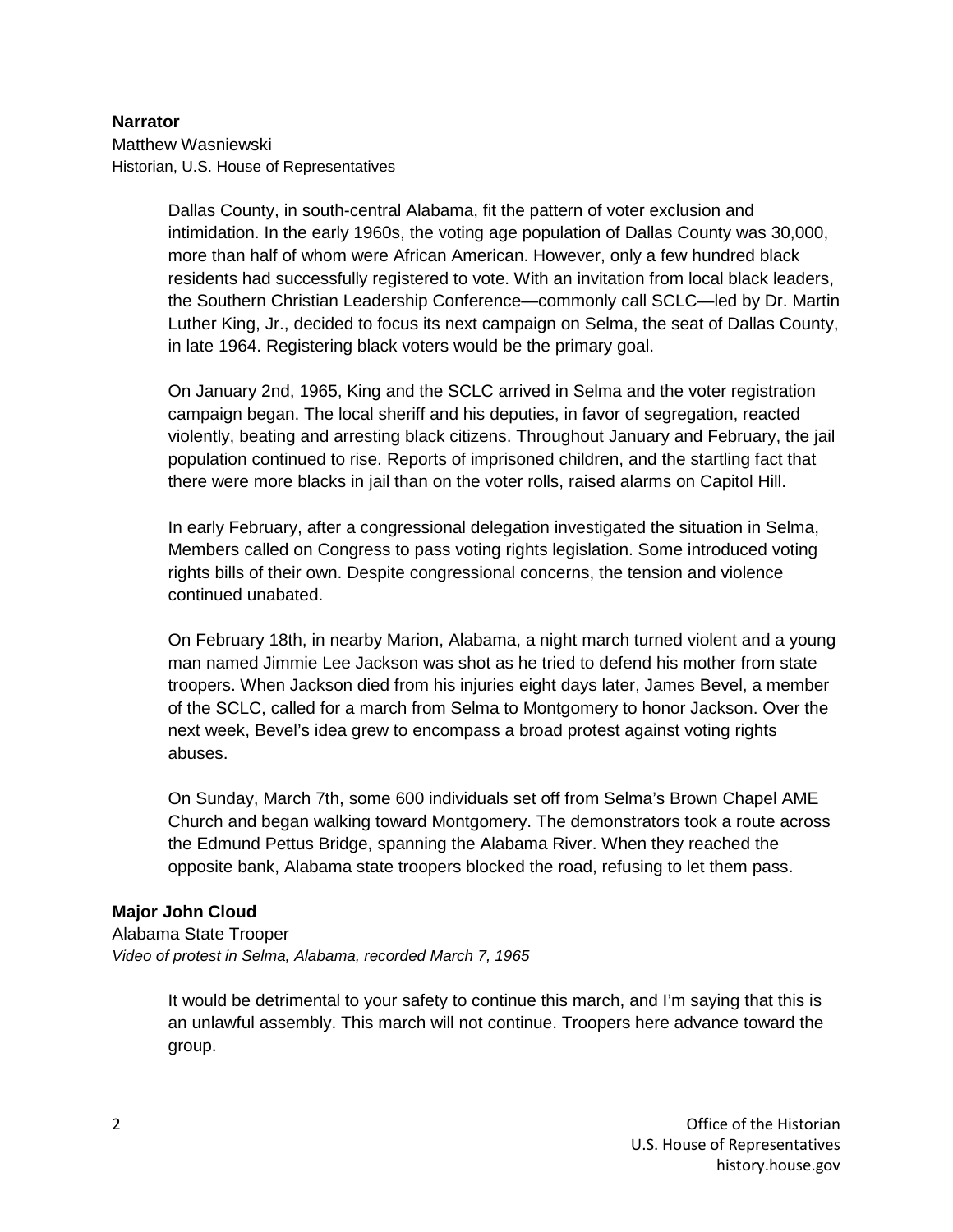**Narrator**
Matthew Wasniewski
Historian, U.S. House of Representatives

> Dallas County, in south-central Alabama, fit the pattern of voter exclusion and intimidation. In the early 1960s, the voting age population of Dallas County was 30,000, more than half of whom were African American. However, only a few hundred black residents had successfully registered to vote. With an invitation from local black leaders, the Southern Christian Leadership Conference—commonly call SCLC—led by Dr. Martin Luther King, Jr., decided to focus its next campaign on Selma, the seat of Dallas County, in late 1964. Registering black voters would be the primary goal.
>
> On January 2nd, 1965, King and the SCLC arrived in Selma and the voter registration campaign began. The local sheriff and his deputies, in favor of segregation, reacted violently, beating and arresting black citizens. Throughout January and February, the jail population continued to rise. Reports of imprisoned children, and the startling fact that there were more blacks in jail than on the voter rolls, raised alarms on Capitol Hill.
>
> In early February, after a congressional delegation investigated the situation in Selma, Members called on Congress to pass voting rights legislation. Some introduced voting rights bills of their own. Despite congressional concerns, the tension and violence continued unabated.
>
> On February 18th, in nearby Marion, Alabama, a night march turned violent and a young man named Jimmie Lee Jackson was shot as he tried to defend his mother from state troopers. When Jackson died from his injuries eight days later, James Bevel, a member of the SCLC, called for a march from Selma to Montgomery to honor Jackson. Over the next week, Bevel's idea grew to encompass a broad protest against voting rights abuses.
>
> On Sunday, March 7th, some 600 individuals set off from Selma's Brown Chapel AME Church and began walking toward Montgomery. The demonstrators took a route across the Edmund Pettus Bridge, spanning the Alabama River. When they reached the opposite bank, Alabama state troopers blocked the road, refusing to let them pass.

**Major John Cloud**
Alabama State Trooper
*Video of protest in Selma, Alabama, recorded March 7, 1965*

> It would be detrimental to your safety to continue this march, and I'm saying that this is an unlawful assembly. This march will not continue. Troopers here advance toward the group.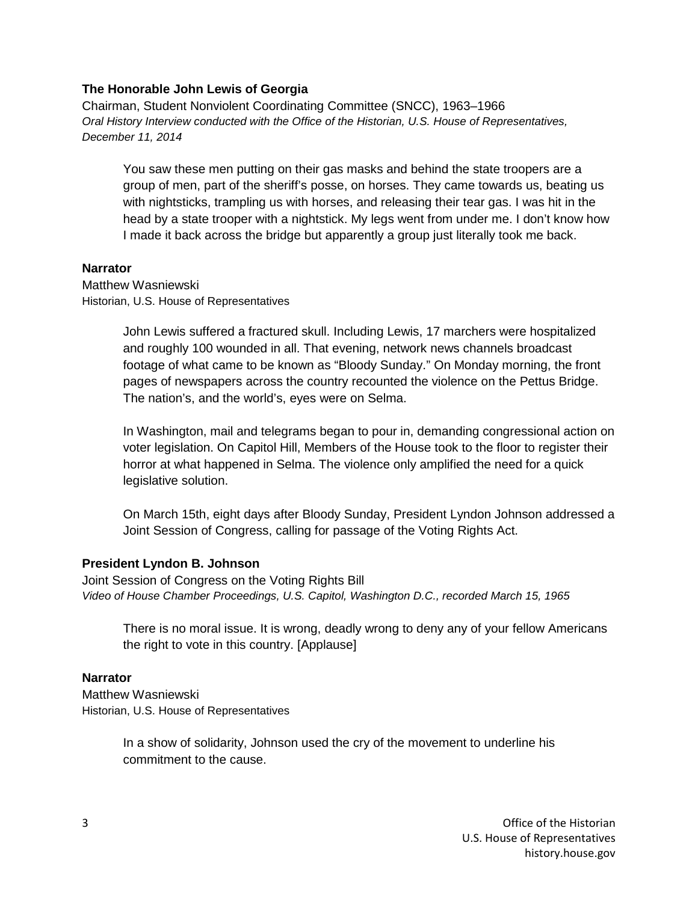**The Honorable John Lewis of Georgia**
Chairman, Student Nonviolent Coordinating Committee (SNCC), 1963–1966
*Oral History Interview conducted with the Office of the Historian, U.S. House of Representatives, December 11, 2014*

> You saw these men putting on their gas masks and behind the state troopers are a group of men, part of the sheriff's posse, on horses. They came towards us, beating us with nightsticks, trampling us with horses, and releasing their tear gas. I was hit in the head by a state trooper with a nightstick. My legs went from under me. I don't know how I made it back across the bridge but apparently a group just literally took me back.

**Narrator**
Matthew Wasniewski
Historian, U.S. House of Representatives

> John Lewis suffered a fractured skull. Including Lewis, 17 marchers were hospitalized and roughly 100 wounded in all. That evening, network news channels broadcast footage of what came to be known as "Bloody Sunday." On Monday morning, the front pages of newspapers across the country recounted the violence on the Pettus Bridge. The nation's, and the world's, eyes were on Selma.
>
> In Washington, mail and telegrams began to pour in, demanding congressional action on voter legislation. On Capitol Hill, Members of the House took to the floor to register their horror at what happened in Selma. The violence only amplified the need for a quick legislative solution.
>
> On March 15th, eight days after Bloody Sunday, President Lyndon Johnson addressed a Joint Session of Congress, calling for passage of the Voting Rights Act.

**President Lyndon B. Johnson**
Joint Session of Congress on the Voting Rights Bill
*Video of House Chamber Proceedings, U.S. Capitol, Washington D.C., recorded March 15, 1965*

> There is no moral issue. It is wrong, deadly wrong to deny any of your fellow Americans the right to vote in this country. [Applause]

**Narrator**
Matthew Wasniewski
Historian, U.S. House of Representatives

> In a show of solidarity, Johnson used the cry of the movement to underline his commitment to the cause.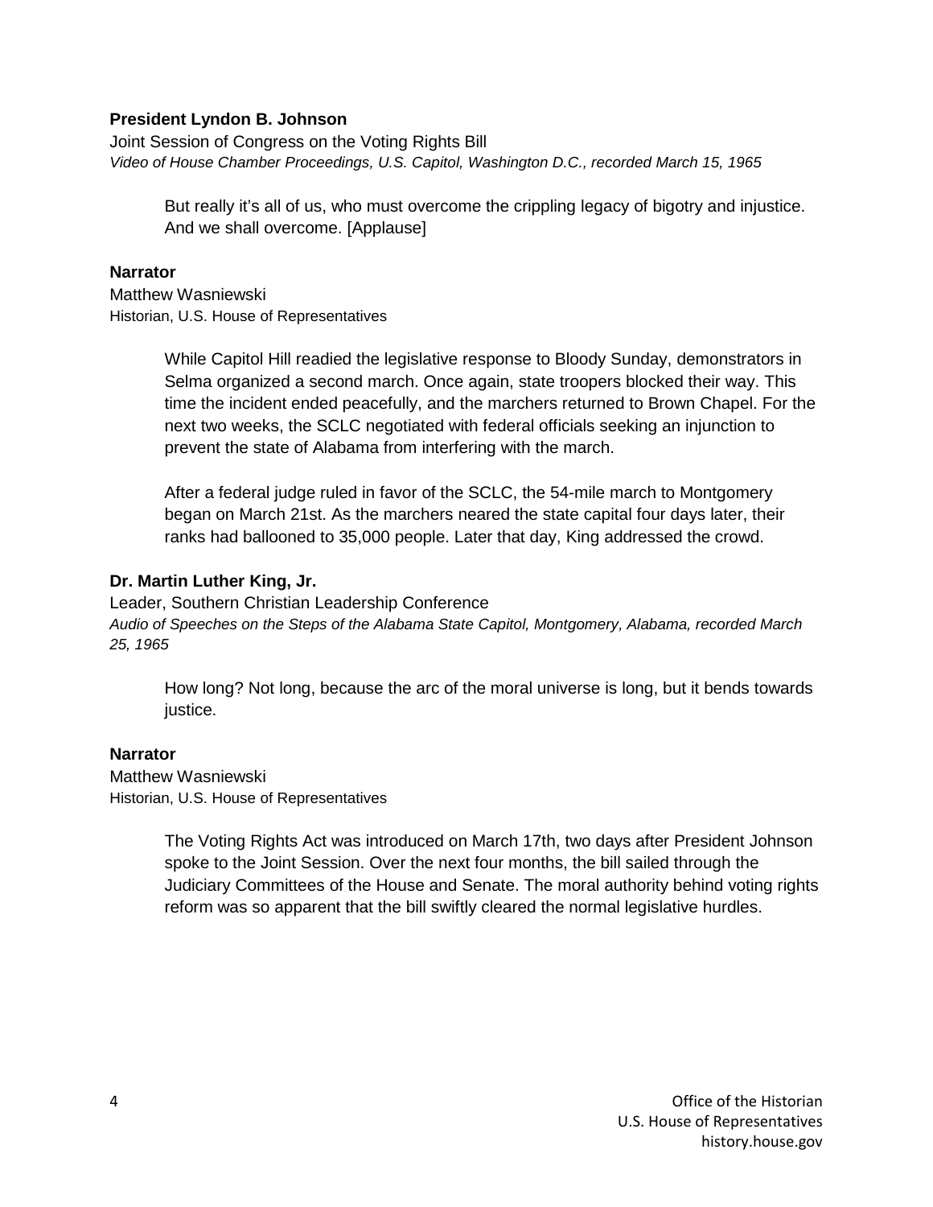**President Lyndon B. Johnson**

Joint Session of Congress on the Voting Rights Bill

*Video of House Chamber Proceedings, U.S. Capitol, Washington D.C., recorded March 15, 1965*

> But really it's all of us, who must overcome the crippling legacy of bigotry and injustice. And we shall overcome. [Applause]

**Narrator**

Matthew Wasniewski

Historian, U.S. House of Representatives

> While Capitol Hill readied the legislative response to Bloody Sunday, demonstrators in Selma organized a second march. Once again, state troopers blocked their way. This time the incident ended peacefully, and the marchers returned to Brown Chapel. For the next two weeks, the SCLC negotiated with federal officials seeking an injunction to prevent the state of Alabama from interfering with the march.
>
> After a federal judge ruled in favor of the SCLC, the 54-mile march to Montgomery began on March 21st. As the marchers neared the state capital four days later, their ranks had ballooned to 35,000 people. Later that day, King addressed the crowd.

**Dr. Martin Luther King, Jr.**

Leader, Southern Christian Leadership Conference

*Audio of Speeches on the Steps of the Alabama State Capitol, Montgomery, Alabama, recorded March 25, 1965*

> How long? Not long, because the arc of the moral universe is long, but it bends towards justice.

**Narrator**

Matthew Wasniewski

Historian, U.S. House of Representatives

> The Voting Rights Act was introduced on March 17th, two days after President Johnson spoke to the Joint Session. Over the next four months, the bill sailed through the Judiciary Committees of the House and Senate. The moral authority behind voting rights reform was so apparent that the bill swiftly cleared the normal legislative hurdles.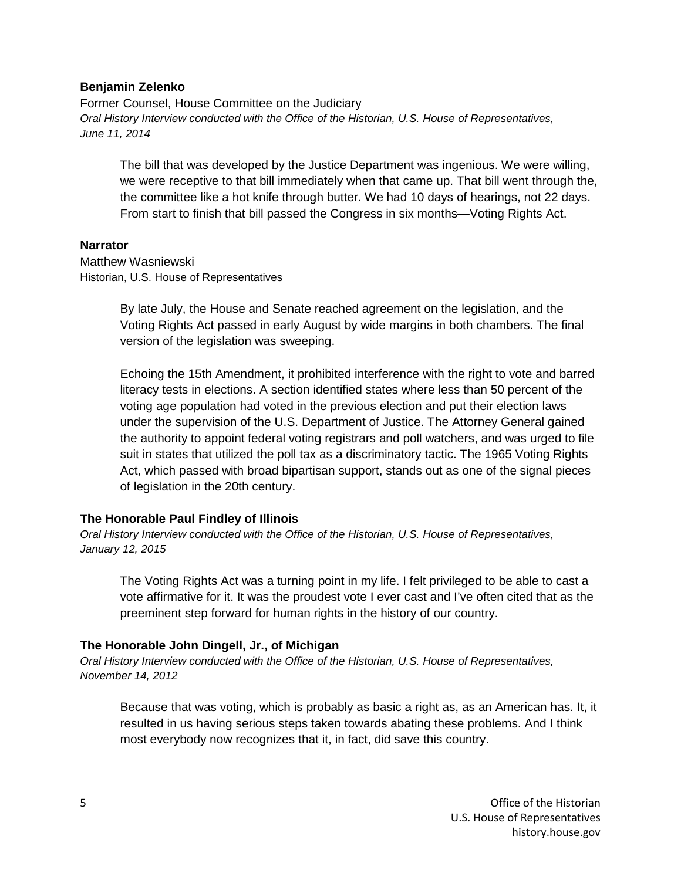**Benjamin Zelenko**

Former Counsel, House Committee on the Judiciary

*Oral History Interview conducted with the Office of the Historian, U.S. House of Representatives, June 11, 2014*

> The bill that was developed by the Justice Department was ingenious. We were willing, we were receptive to that bill immediately when that came up. That bill went through the, the committee like a hot knife through butter. We had 10 days of hearings, not 22 days. From start to finish that bill passed the Congress in six months—Voting Rights Act.

**Narrator**

Matthew Wasniewski

Historian, U.S. House of Representatives

> By late July, the House and Senate reached agreement on the legislation, and the Voting Rights Act passed in early August by wide margins in both chambers. The final version of the legislation was sweeping.
>
> Echoing the 15th Amendment, it prohibited interference with the right to vote and barred literacy tests in elections. A section identified states where less than 50 percent of the voting age population had voted in the previous election and put their election laws under the supervision of the U.S. Department of Justice. The Attorney General gained the authority to appoint federal voting registrars and poll watchers, and was urged to file suit in states that utilized the poll tax as a discriminatory tactic. The 1965 Voting Rights Act, which passed with broad bipartisan support, stands out as one of the signal pieces of legislation in the 20th century.

**The Honorable Paul Findley of Illinois**

*Oral History Interview conducted with the Office of the Historian, U.S. House of Representatives, January 12, 2015*

> The Voting Rights Act was a turning point in my life. I felt privileged to be able to cast a vote affirmative for it. It was the proudest vote I ever cast and I've often cited that as the preeminent step forward for human rights in the history of our country.

**The Honorable John Dingell, Jr., of Michigan**

*Oral History Interview conducted with the Office of the Historian, U.S. House of Representatives, November 14, 2012*

> Because that was voting, which is probably as basic a right as, as an American has. It, it resulted in us having serious steps taken towards abating these problems. And I think most everybody now recognizes that it, in fact, did save this country.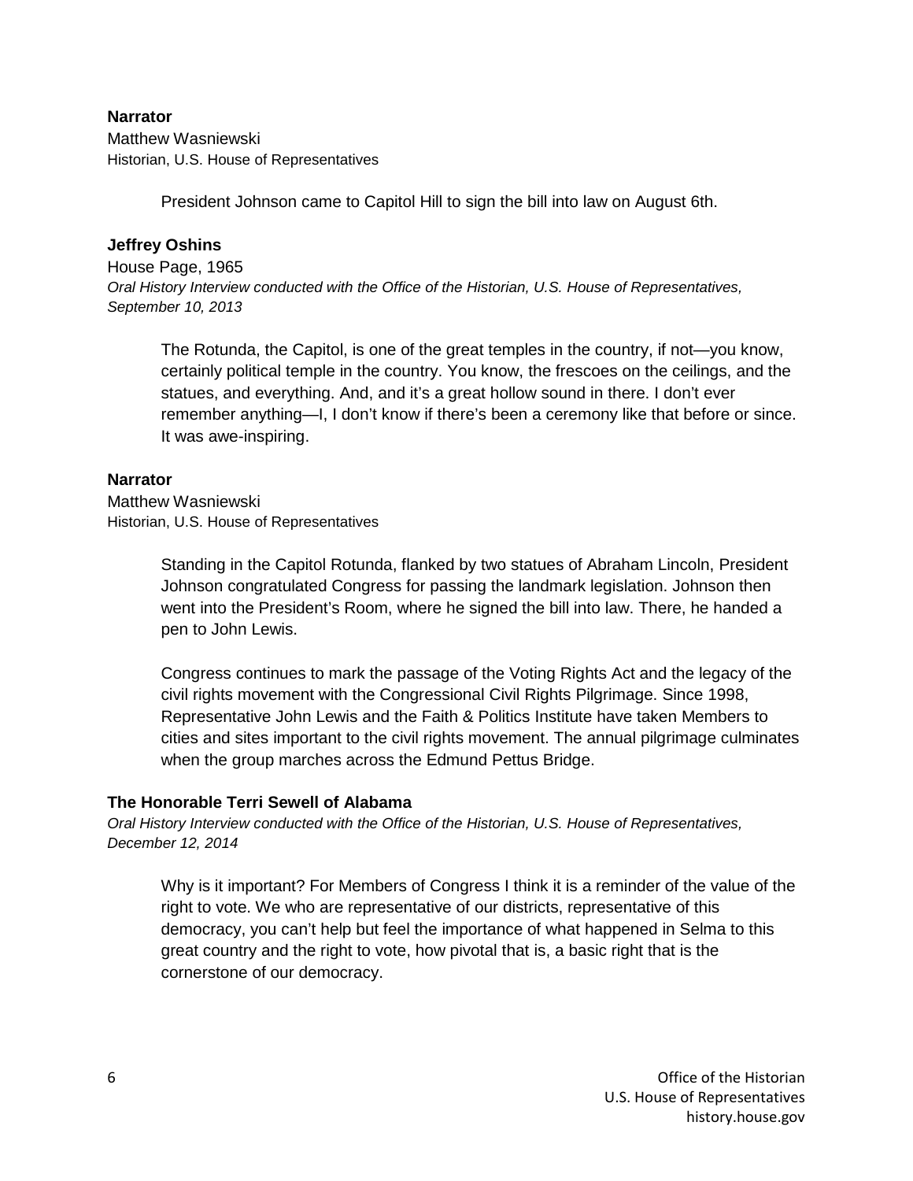**Narrator**
Matthew Wasniewski
Historian, U.S. House of Representatives

> President Johnson came to Capitol Hill to sign the bill into law on August 6th.

**Jeffrey Oshins**
House Page, 1965
*Oral History Interview conducted with the Office of the Historian, U.S. House of Representatives, September 10, 2013*

> The Rotunda, the Capitol, is one of the great temples in the country, if not—you know, certainly political temple in the country. You know, the frescoes on the ceilings, and the statues, and everything. And, and it's a great hollow sound in there. I don't ever remember anything—I, I don't know if there's been a ceremony like that before or since. It was awe-inspiring.

**Narrator**
Matthew Wasniewski
Historian, U.S. House of Representatives

> Standing in the Capitol Rotunda, flanked by two statues of Abraham Lincoln, President Johnson congratulated Congress for passing the landmark legislation. Johnson then went into the President's Room, where he signed the bill into law. There, he handed a pen to John Lewis.
>
> Congress continues to mark the passage of the Voting Rights Act and the legacy of the civil rights movement with the Congressional Civil Rights Pilgrimage. Since 1998, Representative John Lewis and the Faith & Politics Institute have taken Members to cities and sites important to the civil rights movement. The annual pilgrimage culminates when the group marches across the Edmund Pettus Bridge.

**The Honorable Terri Sewell of Alabama**
*Oral History Interview conducted with the Office of the Historian, U.S. House of Representatives, December 12, 2014*

> Why is it important? For Members of Congress I think it is a reminder of the value of the right to vote. We who are representative of our districts, representative of this democracy, you can't help but feel the importance of what happened in Selma to this great country and the right to vote, how pivotal that is, a basic right that is the cornerstone of our democracy.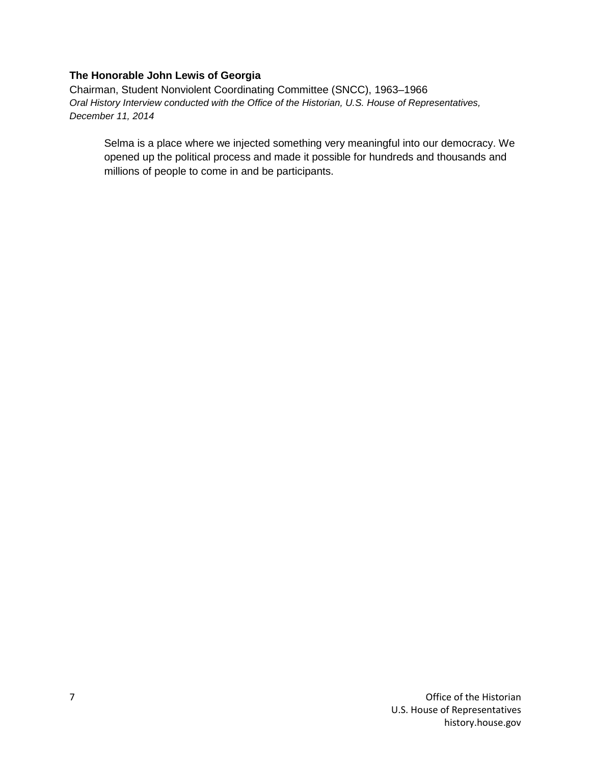**The Honorable John Lewis of Georgia**

Chairman, Student Nonviolent Coordinating Committee (SNCC), 1963–1966

*Oral History Interview conducted with the Office of the Historian, U.S. House of Representatives, December 11, 2014*

> Selma is a place where we injected something very meaningful into our democracy. We opened up the political process and made it possible for hundreds and thousands and millions of people to come in and be participants.